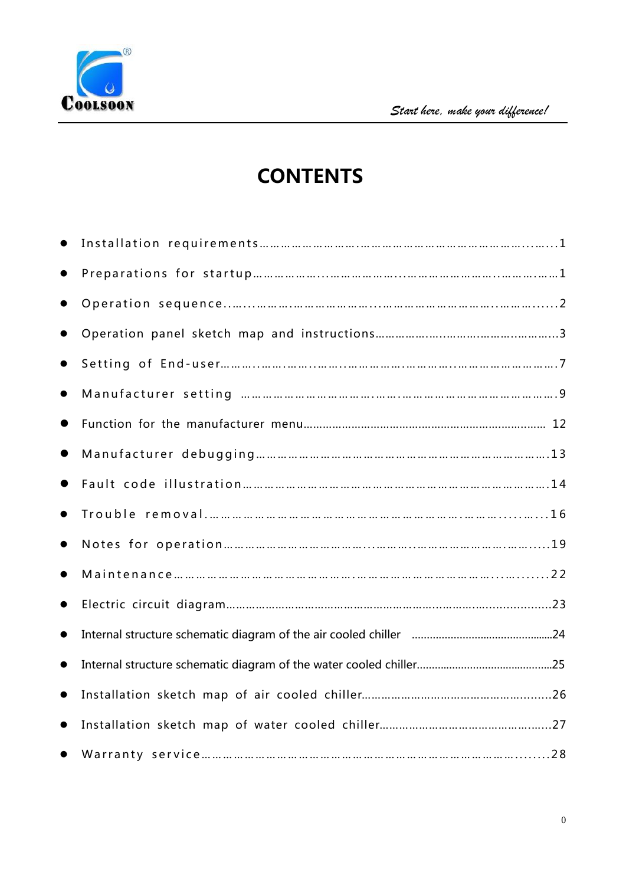# CONTENTS

- Installation requirements……………………….……………………………………..….…1
- Preparations for startup………………..………………..……………………..……….…1
- Operation sequence…..…………….………………..…..………………………..………....2
- Operation panel sketch map and instructions………………..……….……….………...3
- Setting of End-user………..……..……..……..………………………..……………………….7
- Manufacturer setting ………………………………….…….………………………………….9
- Function for the manufacturer menu……………………………………………………….. 12
- Manufacturer debugging…………………………………………………………………….13
- Fault code illustration………………………………………………………………………….14
- Trouble removal.……………………………………………………….……….......…...16
- Notes for operation………………………………...………..……………………….……....19
- Maintenance………………………………………….……………………………..…........22
- Electric circuit diagram………………………………………………………..……………..................23
- Internal structure schematic diagram of the air cooled chiller ................................................24
- Internal structure schematic diagram of the water cooled chiller..............................................25
- Installation sketch map of air cooled chiller………………………………………….........26
- Installation sketch map of water cooled chiller………………………………………...…..27
- Warranty service……………………………………………………………………………........28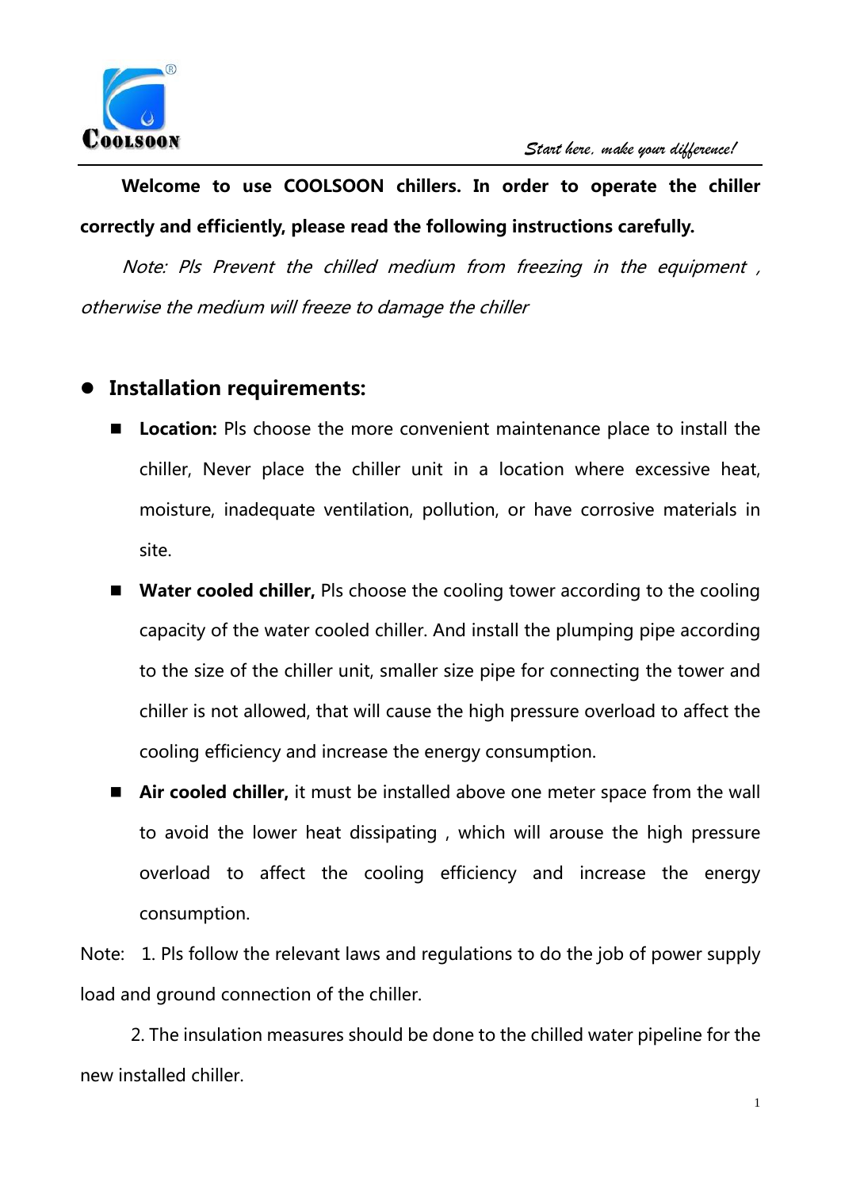**Welcome to use COOLSOON chillers. In order to operate the chiller correctly and efficiently, please read the following instructions carefully.**

*Note: Pls Prevent the chilled medium from freezing in the equipment , otherwise the medium will freeze to damage the chiller*

- **Installation requirements:**
  - **Location:** Pls choose the more convenient maintenance place to install the chiller, Never place the chiller unit in a location where excessive heat, moisture, inadequate ventilation, pollution, or have corrosive materials in site.
  - **Water cooled chiller,** Pls choose the cooling tower according to the cooling capacity of the water cooled chiller. And install the plumping pipe according to the size of the chiller unit, smaller size pipe for connecting the tower and chiller is not allowed, that will cause the high pressure overload to affect the cooling efficiency and increase the energy consumption.
  - **Air cooled chiller,** it must be installed above one meter space from the wall to avoid the lower heat dissipating , which will arouse the high pressure overload to affect the cooling efficiency and increase the energy consumption.

Note: 1. Pls follow the relevant laws and regulations to do the job of power supply load and ground connection of the chiller.

2. The insulation measures should be done to the chilled water pipeline for the new installed chiller.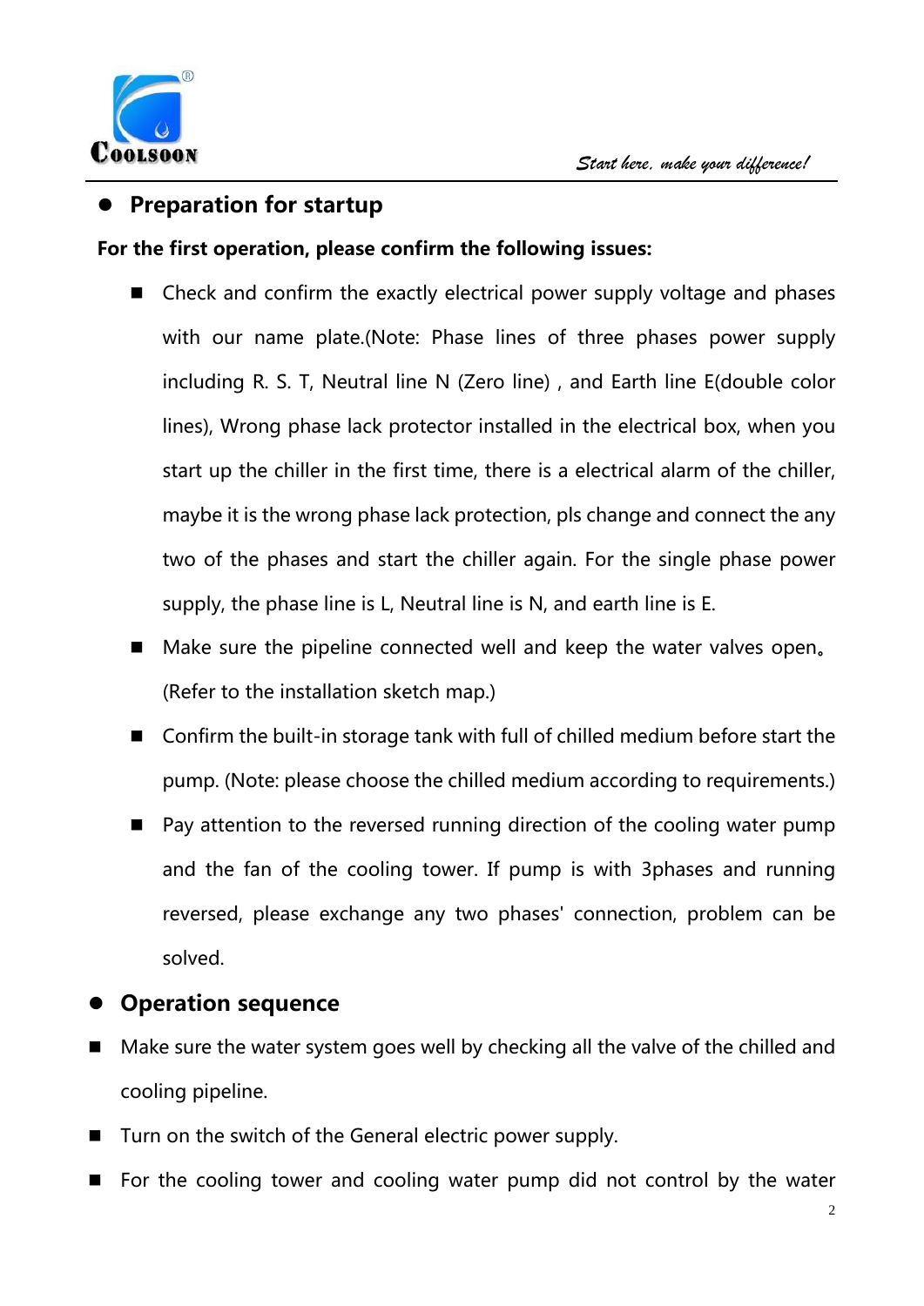- **Preparation for startup**

**For the first operation, please confirm the following issues:**

- Check and confirm the exactly electrical power supply voltage and phases with our name plate.(Note: Phase lines of three phases power supply including R. S. T, Neutral line N (Zero line) , and Earth line E(double color lines), Wrong phase lack protector installed in the electrical box, when you start up the chiller in the first time, there is a electrical alarm of the chiller, maybe it is the wrong phase lack protection, pls change and connect the any two of the phases and start the chiller again. For the single phase power supply, the phase line is L, Neutral line is N, and earth line is E.
- Make sure the pipeline connected well and keep the water valves open。(Refer to the installation sketch map.)
- Confirm the built-in storage tank with full of chilled medium before start the pump. (Note: please choose the chilled medium according to requirements.)
- Pay attention to the reversed running direction of the cooling water pump and the fan of the cooling tower. If pump is with 3phases and running reversed, please exchange any two phases' connection, problem can be solved.

- **Operation sequence**

- Make sure the water system goes well by checking all the valve of the chilled and cooling pipeline.
- Turn on the switch of the General electric power supply.
- For the cooling tower and cooling water pump did not control by the water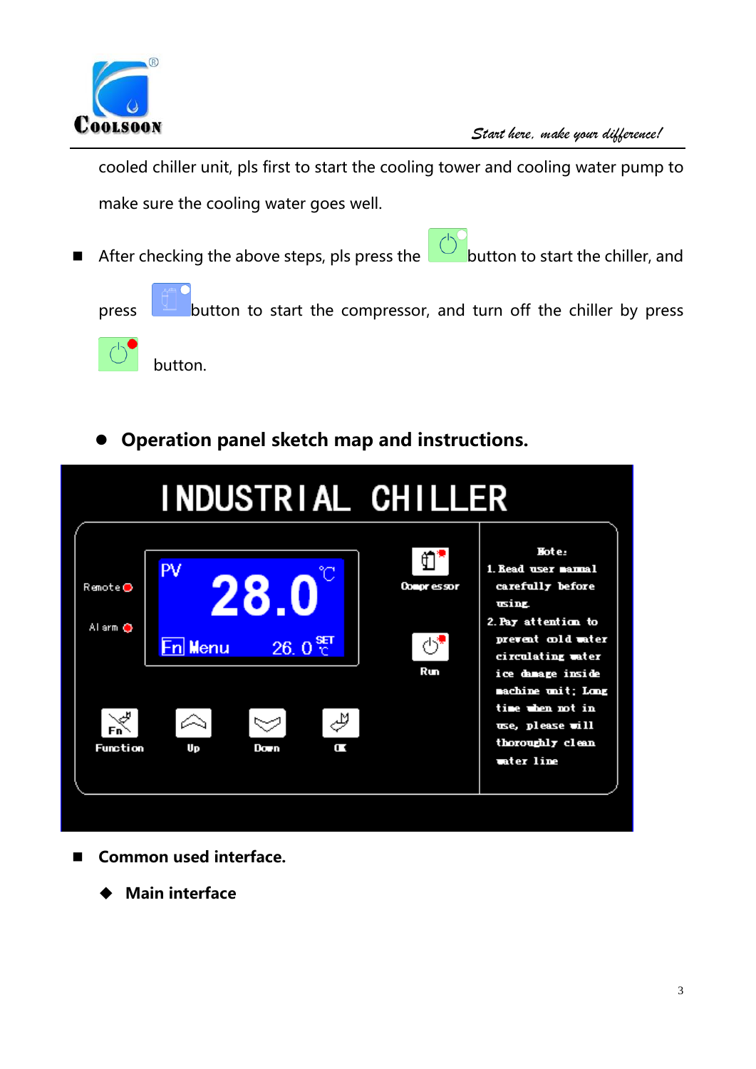cooled chiller unit, pls first to start the cooling tower and cooling water pump to make sure the cooling water goes well.

- After checking the above steps, pls press the button to start the chiller, and press button to start the compressor, and turn off the chiller by press button.

- **Operation panel sketch map and instructions.**

INDUSTRIAL CHILLER

Remote

Alarm

PV 28.0 ℃

Fn Menu 26.0 SET ℃

Compressor

Run

Function Up Down OK

Note:
1. Read user manual carefully before using.
2. Pay attention to prevent cold water circulating water ice damage inside machine unit; Long time when not in use, please will thoroughly clean water line

- **Common used interface.**
    - **Main interface**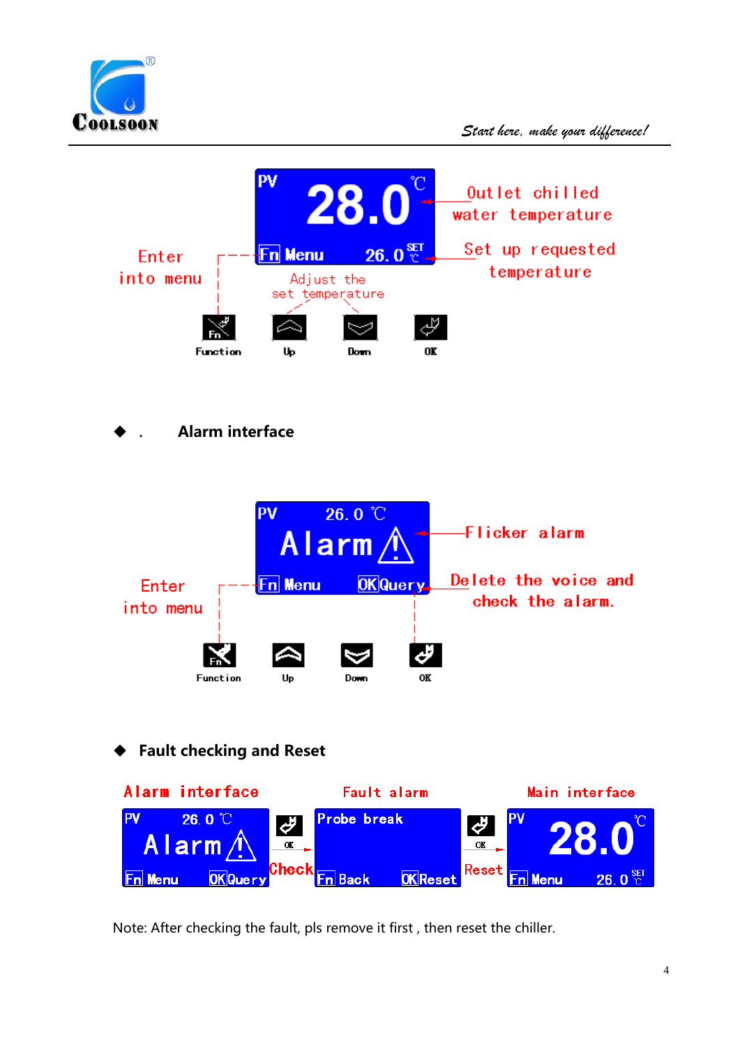PV 28.0 ℃

Fn Menu 26.0 SET ℃

Outlet chilled water temperature

Set up requested temperature

Enter into menu

Adjust the set temperature

Function Up Down OK

- . **Alarm interface**

PV 26.0 ℃

Alarm ⚠

Fn Menu OK Query

Flicker alarm

Delete the voice and check the alarm.

Enter into menu

Function Up Down OK

- **Fault checking and Reset**

| Alarm interface | | Fault alarm | | Main interface |
|---|---|---|---|---|
| PV 26.0 ℃ Alarm ⚠ Fn Menu OK Query | OK Check | Probe break Fn Back OK Reset | OK Reset | PV 28.0 ℃ Fn Menu 26.0 SET ℃ |

Note: After checking the fault, pls remove it first , then reset the chiller.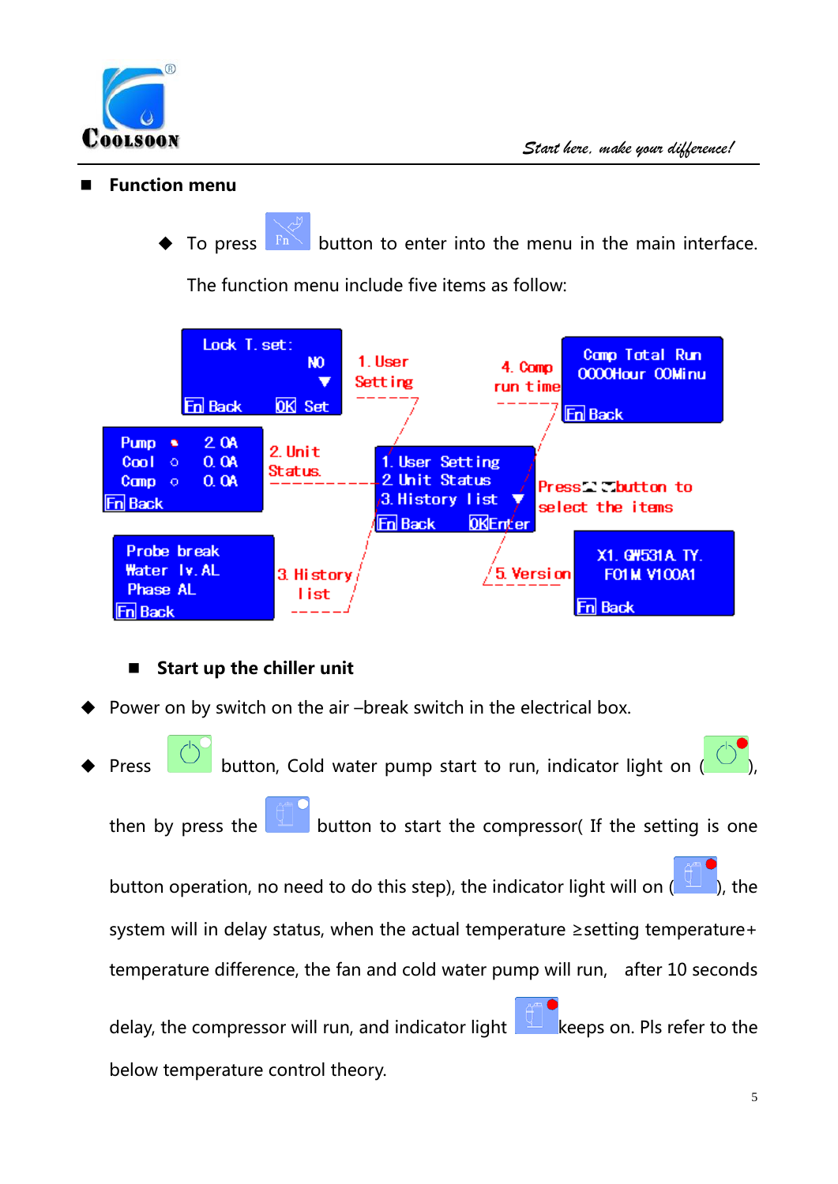## Function menu

- To press [Fn] button to enter into the menu in the main interface. The function menu include five items as follow:

Lock T. set: NO
Fn Back OK Set

1. User Setting

Pump 2.0A
Cool 0.0A
Comp 0.0A
Fn Back

2. Unit Status

Probe break
Water lv. AL
Phase AL
Fn Back

3. History list

1. User Setting
2. Unit Status
3. History list
Fn Back OK Enter

4. Comp run time

Comp Total Run
0000Hour 00Minu
Fn Back

Press ▲ ▼ button to select the items

5. Version

X1. GW531A. TY.
F01M V100A1
Fn Back

## Start up the chiller unit

- Power on by switch on the air –break switch in the electrical box.
- Press [power] button, Cold water pump start to run, indicator light on ([power]), then by press the [compressor] button to start the compressor( If the setting is one button operation, no need to do this step), the indicator light will on ([compressor]), the system will in delay status, when the actual temperature ≥setting temperature+ temperature difference, the fan and cold water pump will run, after 10 seconds delay, the compressor will run, and indicator light [compressor] keeps on. Pls refer to the below temperature control theory.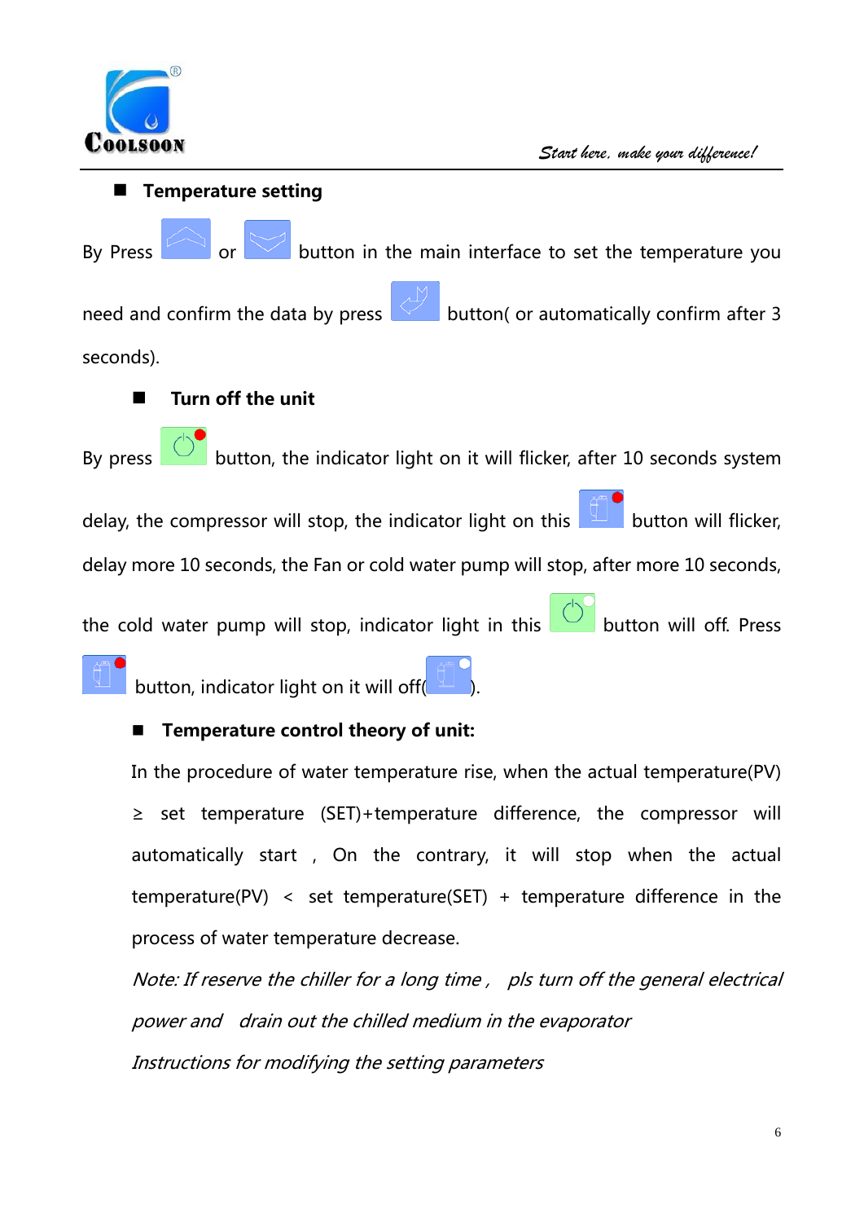- **Temperature setting**

By Press  or  button in the main interface to set the temperature you need and confirm the data by press  button( or automatically confirm after 3 seconds).

- **Turn off the unit**

By press  button, the indicator light on it will flicker, after 10 seconds system delay, the compressor will stop, the indicator light on this  button will flicker, delay more 10 seconds, the Fan or cold water pump will stop, after more 10 seconds, the cold water pump will stop, indicator light in this  button will off. Press  button, indicator light on it will off( ).

- **Temperature control theory of unit:**

In the procedure of water temperature rise, when the actual temperature(PV) ≥ set temperature (SET)+temperature difference, the compressor will automatically start , On the contrary, it will stop when the actual temperature(PV) < set temperature(SET) + temperature difference in the process of water temperature decrease.

*Note: If reserve the chiller for a long time , pls turn off the general electrical power and drain out the chilled medium in the evaporator*

*Instructions for modifying the setting parameters*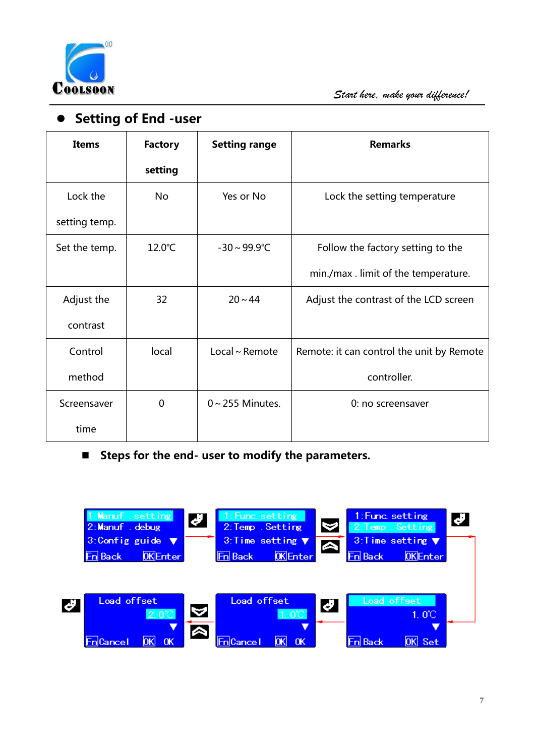## Setting of End -user

| Items | Factory setting | Setting range | Remarks |
|---|---|---|---|
| Lock the setting temp. | No | Yes or No | Lock the setting temperature |
| Set the temp. | 12.0℃ | -30～99.9℃ | Follow the factory setting to the min./max . limit of the temperature. |
| Adjust the contrast | 32 | 20～44 | Adjust the contrast of the LCD screen |
| Control method | local | Local～Remote | Remote: it can control the unit by Remote controller. |
| Screensaver time | 0 | 0～255 Minutes. | 0: no screensaver |

### Steps for the end- user to modify the parameters.

```
1:Manuf .setting      1:Func.setting        1:Func.setting
2:Manuf . debug       2:Temp .Setting       2:Temp .Setting
3:Config guide ▼      3:Time setting ▼      3:Time setting ▼
Fn Back   OK Enter    Fn Back   OK Enter    Fn Back   OK Enter

Load offset           Load offset           Load offset
      2.0℃                  1.0℃                  1.0℃
         ▼                     ▼                     ▼
Fn Cancel OK OK       Fn Cancel OK OK       Fn Back   OK Set
```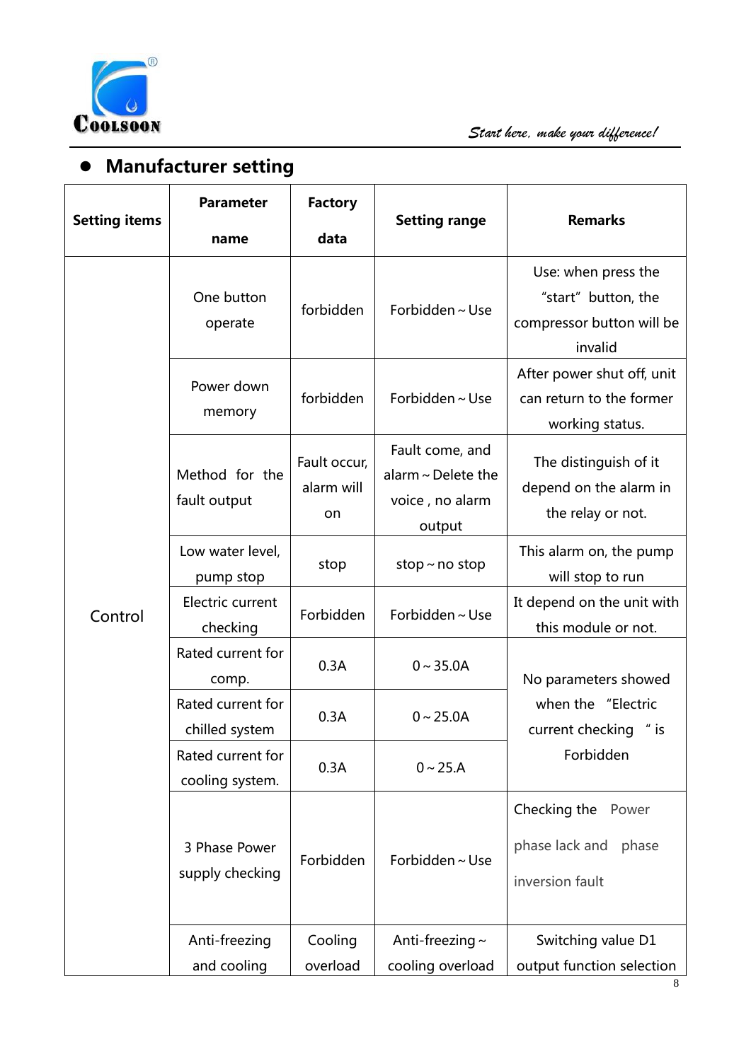- **Manufacturer setting**

| Setting items | Parameter name | Factory data | Setting range | Remarks |
|---|---|---|---|---|
| Control | One button operate | forbidden | Forbidden ~ Use | Use: when press the "start" button, the compressor button will be invalid |
| | Power down memory | forbidden | Forbidden ~ Use | After power shut off, unit can return to the former working status. |
| | Method for the fault output | Fault occur, alarm will on | Fault come, and alarm ~ Delete the voice , no alarm output | The distinguish of it depend on the alarm in the relay or not. |
| | Low water level, pump stop | stop | stop ~ no stop | This alarm on, the pump will stop to run |
| | Electric current checking | Forbidden | Forbidden ~ Use | It depend on the unit with this module or not. |
| | Rated current for comp. | 0.3A | 0 ~ 35.0A | No parameters showed when the "Electric current checking " is Forbidden |
| | Rated current for chilled system | 0.3A | 0 ~ 25.0A | |
| | Rated current for cooling system. | 0.3A | 0 ~ 25.A | |
| | 3 Phase Power supply checking | Forbidden | Forbidden ~ Use | Checking the Power phase lack and phase inversion fault |
| | Anti-freezing and cooling | Cooling overload | Anti-freezing ~ cooling overload | Switching value D1 output function selection |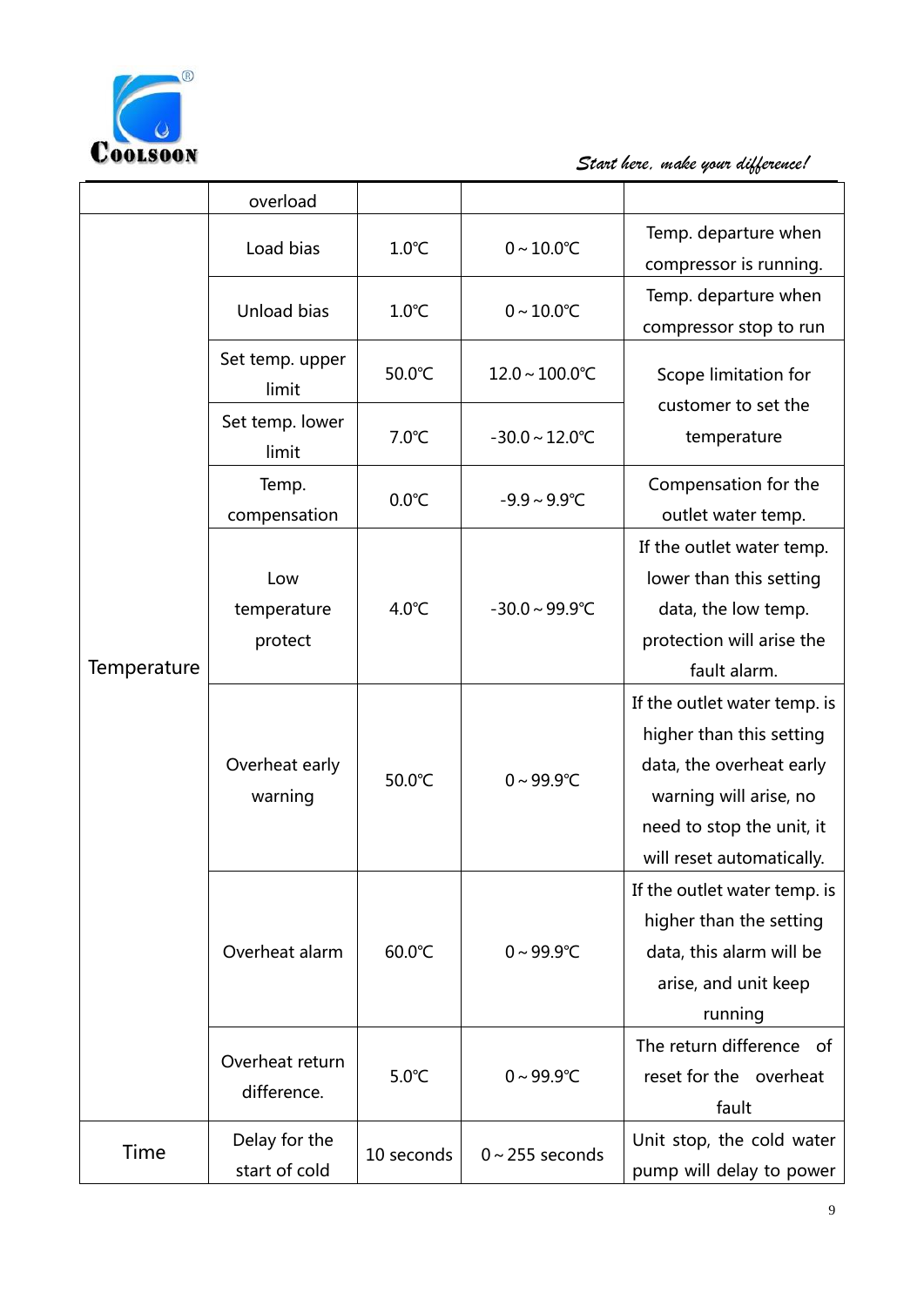| | overload | | | |
|---|---|---|---|---|
| Temperature | Load bias | 1.0℃ | 0～10.0℃ | Temp. departure when compressor is running. |
| | Unload bias | 1.0℃ | 0～10.0℃ | Temp. departure when compressor stop to run |
| | Set temp. upper limit | 50.0℃ | 12.0～100.0℃ | Scope limitation for customer to set the temperature |
| | Set temp. lower limit | 7.0℃ | -30.0～12.0℃ | |
| | Temp. compensation | 0.0℃ | -9.9～9.9℃ | Compensation for the outlet water temp. |
| | Low temperature protect | 4.0℃ | -30.0～99.9℃ | If the outlet water temp. lower than this setting data, the low temp. protection will arise the fault alarm. |
| | Overheat early warning | 50.0℃ | 0～99.9℃ | If the outlet water temp. is higher than this setting data, the overheat early warning will arise, no need to stop the unit, it will reset automatically. |
| | Overheat alarm | 60.0℃ | 0～99.9℃ | If the outlet water temp. is higher than the setting data, this alarm will be arise, and unit keep running |
| | Overheat return difference. | 5.0℃ | 0～99.9℃ | The return difference of reset for the overheat fault |
| Time | Delay for the start of cold | 10 seconds | 0～255 seconds | Unit stop, the cold water pump will delay to power |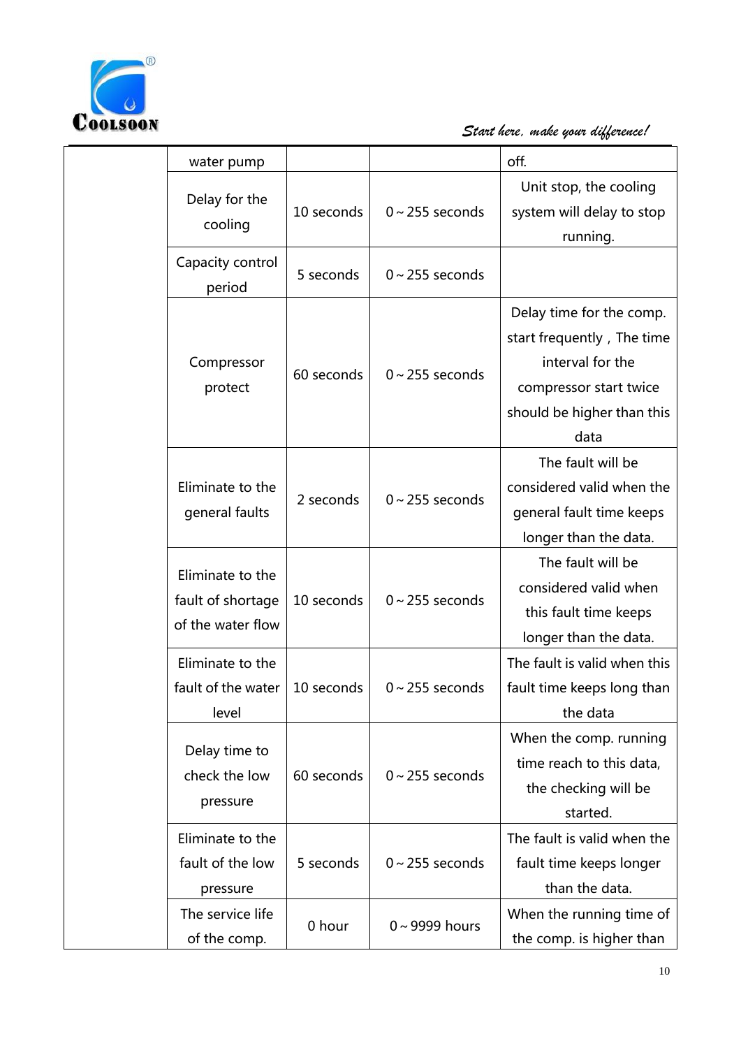| | | | | |
|---|---|---|---|---|
| | water pump | | | off. |
| | Delay for the cooling | 10 seconds | 0～255 seconds | Unit stop, the cooling system will delay to stop running. |
| | Capacity control period | 5 seconds | 0～255 seconds | |
| | Compressor protect | 60 seconds | 0～255 seconds | Delay time for the comp. start frequently，The time interval for the compressor start twice should be higher than this data |
| | Eliminate to the general faults | 2 seconds | 0～255 seconds | The fault will be considered valid when the general fault time keeps longer than the data. |
| | Eliminate to the fault of shortage of the water flow | 10 seconds | 0～255 seconds | The fault will be considered valid when this fault time keeps longer than the data. |
| | Eliminate to the fault of the water level | 10 seconds | 0～255 seconds | The fault is valid when this fault time keeps long than the data |
| | Delay time to check the low pressure | 60 seconds | 0～255 seconds | When the comp. running time reach to this data, the checking will be started. |
| | Eliminate to the fault of the low pressure | 5 seconds | 0～255 seconds | The fault is valid when the fault time keeps longer than the data. |
| | The service life of the comp. | 0 hour | 0～9999 hours | When the running time of the comp. is higher than |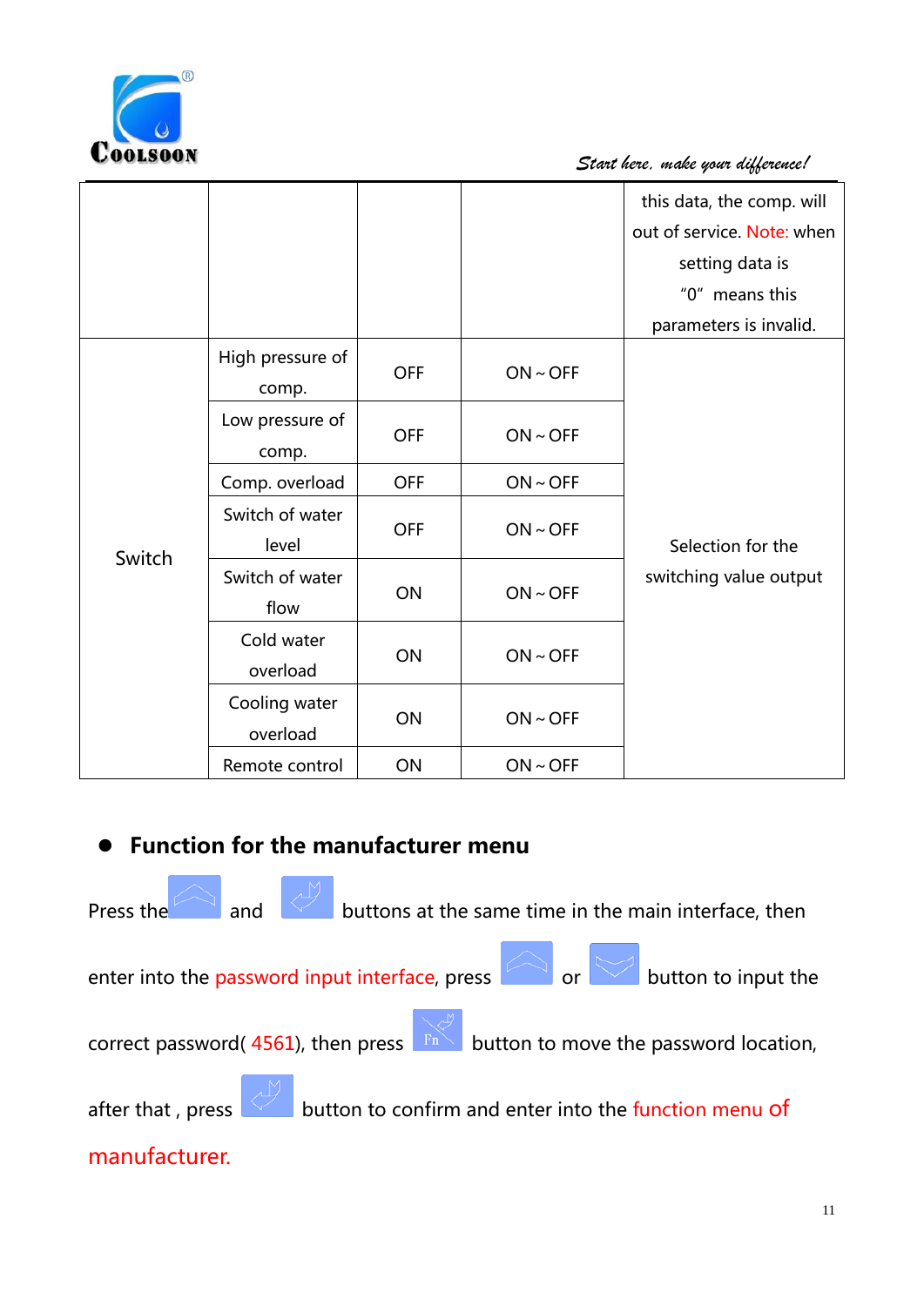| | | | | this data, the comp. will out of service. Note: when setting data is "0" means this parameters is invalid. |
|---|---|---|---|---|
| Switch | High pressure of comp. | OFF | ON～OFF | Selection for the switching value output |
| | Low pressure of comp. | OFF | ON～OFF | |
| | Comp. overload | OFF | ON～OFF | |
| | Switch of water level | OFF | ON～OFF | |
| | Switch of water flow | ON | ON～OFF | |
| | Cold water overload | ON | ON～OFF | |
| | Cooling water overload | ON | ON～OFF | |
| | Remote control | ON | ON～OFF | |

- **Function for the manufacturer menu**

Press the [up] and [enter] buttons at the same time in the main interface, then enter into the password input interface, press [up] or [down] button to input the correct password( 4561), then press [Fn] button to move the password location, after that , press [enter] button to confirm and enter into the function menu of manufacturer.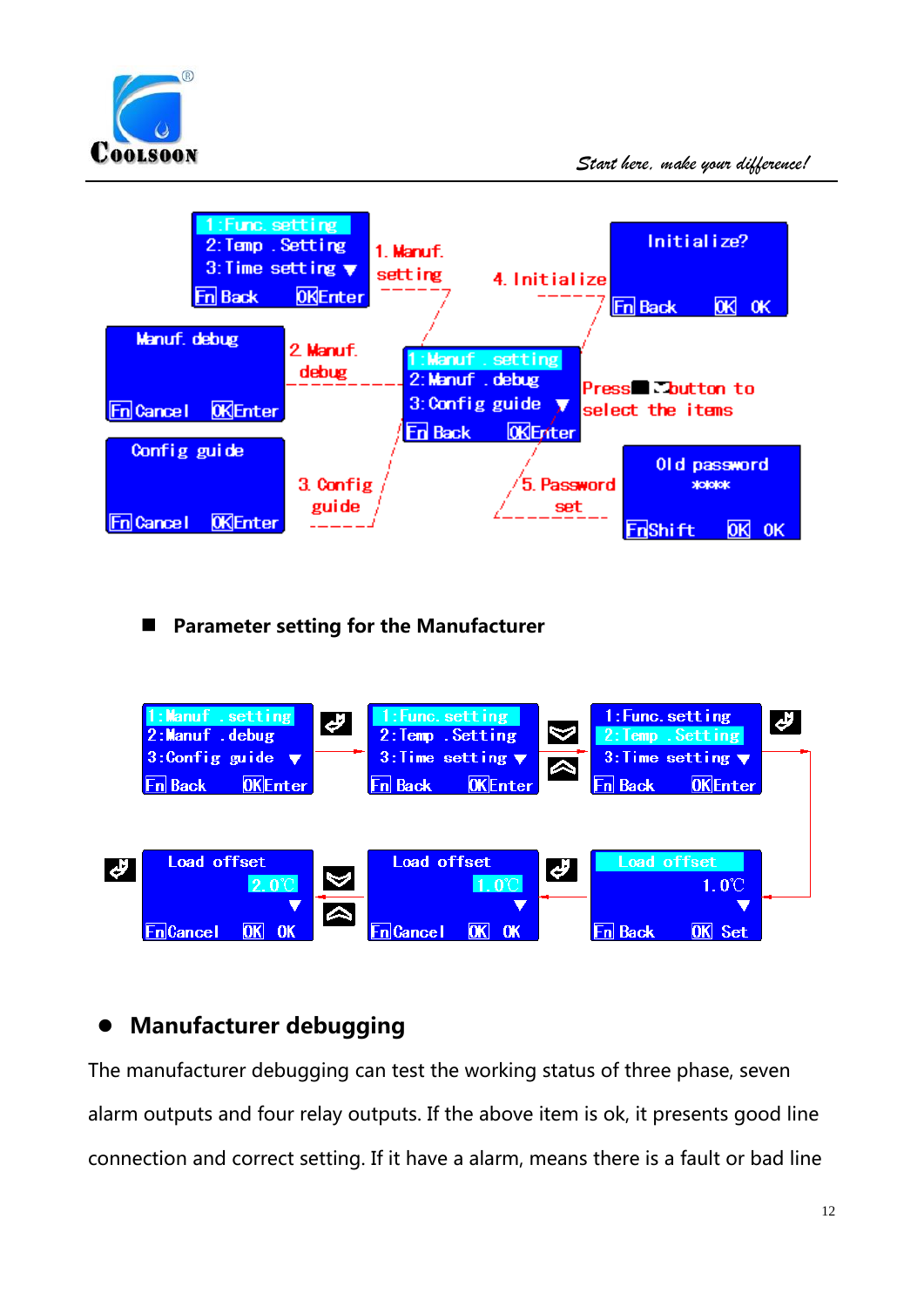1:Func. setting
2:Temp . Setting
3:Time setting ▼
Fn Back OK Enter

1. Manuf. setting

4. Initialize

Initialize?
Fn Back OK OK

Manuf. debug
Fn Cancel OK Enter

2. Manuf. debug

1:Manuf . setting
2:Manuf . debug
3:Config guide ▼
Fn Back OK Enter

Press button to select the items

Config guide
Fn Cancel OK Enter

3. Config guide

5. Password set

Old password
****
Fn Shift OK OK

## ■ Parameter setting for the Manufacturer

1:Manuf . setting
2:Manuf . debug
3:Config guide ▼
Fn Back OK Enter

1:Func. setting
2:Temp . Setting
3:Time setting ▼
Fn Back OK Enter

1:Func. setting
2:Temp . Setting
3:Time setting ▼
Fn Back OK Enter

Load offset
2.0℃
▼
Fn Cancel OK OK

Load offset
1.0℃
▼
Fn Cancel OK OK

Load offset
1.0℃
▼
Fn Back OK Set

## ● Manufacturer debugging

The manufacturer debugging can test the working status of three phase, seven alarm outputs and four relay outputs. If the above item is ok, it presents good line connection and correct setting. If it have a alarm, means there is a fault or bad line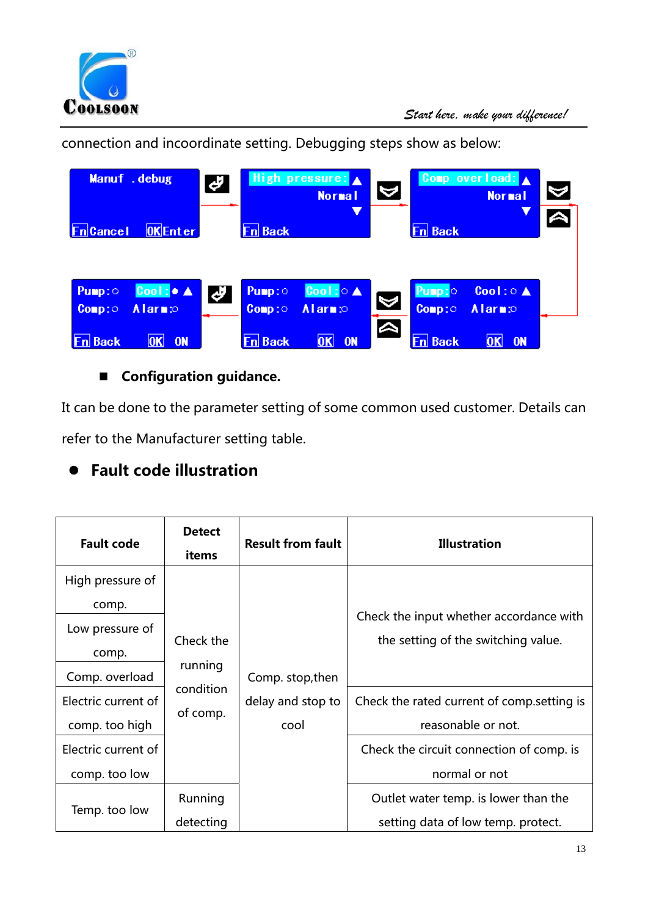connection and incoordinate setting. Debugging steps show as below:

Manuf . debug

Fn Cancel OK Enter

High pressure:

Normal

Fn Back

Comp overload:

Normal

Fn Back

Pump:○ Cool:○

Comp:○ Alarm:○

Fn Back OK ON

Pump:○ Cool:○

Comp:○ Alarm:○

Fn Back OK ON

Pump:○ Cool:●

Comp:○ Alarm:○

Fn Back OK ON

■ **Configuration guidance.**

It can be done to the parameter setting of some common used customer. Details can refer to the Manufacturer setting table.

## ● Fault code illustration

| Fault code | Detect items | Result from fault | Illustration |
|---|---|---|---|
| High pressure of comp. | Check the running condition of comp. | Comp. stop,then delay and stop to cool | Check the input whether accordance with the setting of the switching value. |
| Low pressure of comp. | | | |
| Comp. overload | | | |
| Electric current of comp. too high | | | Check the rated current of comp.setting is reasonable or not. |
| Electric current of comp. too low | | | Check the circuit connection of comp. is normal or not |
| Temp. too low | Running detecting | | Outlet water temp. is lower than the setting data of low temp. protect. |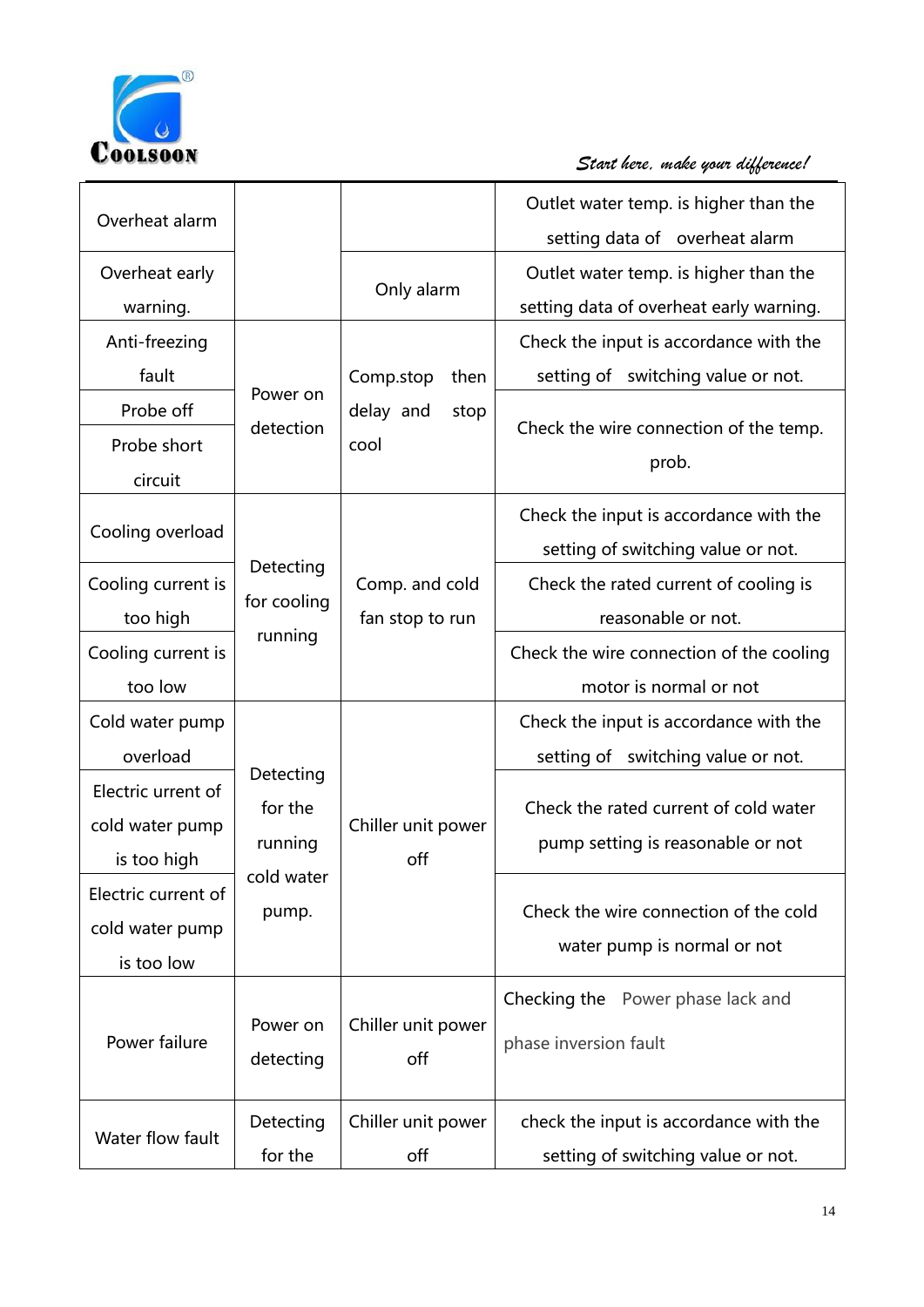| | | | |
|---|---|---|---|
| Overheat alarm | | | Outlet water temp. is higher than the setting data of overheat alarm |
| Overheat early warning. | | Only alarm | Outlet water temp. is higher than the setting data of overheat early warning. |
| Anti-freezing fault | Power on detection | Comp.stop then delay and stop cool | Check the input is accordance with the setting of switching value or not. |
| Probe off | | | Check the wire connection of the temp. prob. |
| Probe short circuit | | | |
| Cooling overload | Detecting for cooling running | Comp. and cold fan stop to run | Check the input is accordance with the setting of switching value or not. |
| Cooling current is too high | | | Check the rated current of cooling is reasonable or not. |
| Cooling current is too low | | | Check the wire connection of the cooling motor is normal or not |
| Cold water pump overload | Detecting for the running cold water pump. | Chiller unit power off | Check the input is accordance with the setting of switching value or not. |
| Electric current of cold water pump is too high | | | Check the rated current of cold water pump setting is reasonable or not |
| Electric current of cold water pump is too low | | | Check the wire connection of the cold water pump is normal or not |
| Power failure | Power on detecting | Chiller unit power off | Checking the Power phase lack and phase inversion fault |
| Water flow fault | Detecting for the | Chiller unit power off | check the input is accordance with the setting of switching value or not. |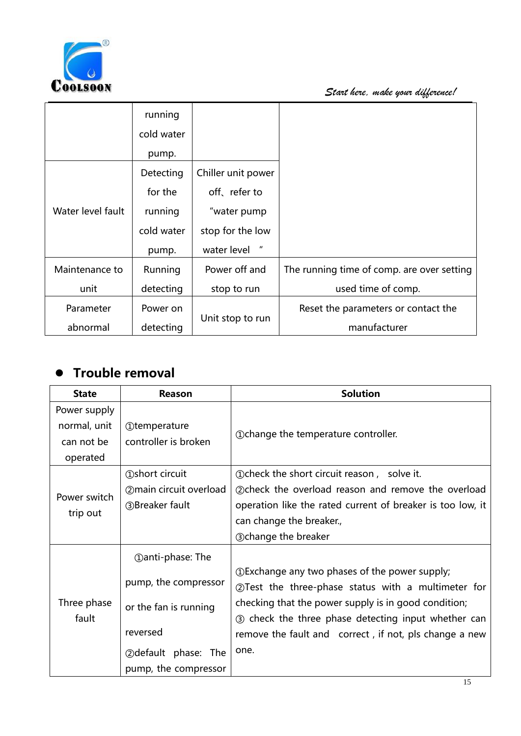| | running cold water pump. | | |
|---|---|---|---|
| Water level fault | Detecting for the running cold water pump. | Chiller unit power off、refer to "water pump stop for the low water level " | |
| Maintenance to unit | Running detecting | Power off and stop to run | The running time of comp. are over setting used time of comp. |
| Parameter abnormal | Power on detecting | Unit stop to run | Reset the parameters or contact the manufacturer |

- **Trouble removal**

| State | Reason | Solution |
|---|---|---|
| Power supply normal, unit can not be operated | ①temperature controller is broken | ①change the temperature controller. |
| Power switch trip out | ①short circuit<br>②main circuit overload<br>③Breaker fault | ①check the short circuit reason， solve it.<br>②check the overload reason and remove the overload operation like the rated current of breaker is too low, it can change the breaker.,<br>③change the breaker |
| Three phase fault | ①anti-phase: The pump, the compressor or the fan is running reversed<br>②default phase: The pump, the compressor | ①Exchange any two phases of the power supply;<br>②Test the three-phase status with a multimeter for checking that the power supply is in good condition;<br>③ check the three phase detecting input whether can remove the fault and correct，if not, pls change a new one. |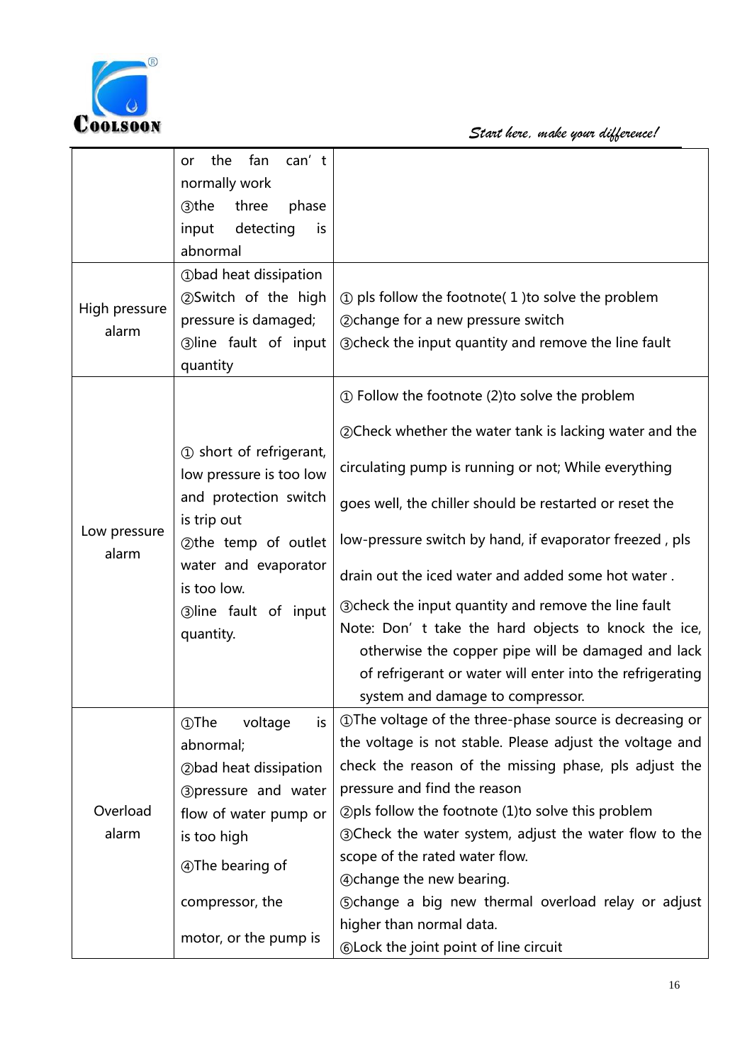| | | |
|---|---|---|
| | or the fan can' t normally work<br>③the three phase input detecting is abnormal | |
| High pressure alarm | ①bad heat dissipation<br>②Switch of the high pressure is damaged;<br>③line fault of input quantity | ① pls follow the footnote( 1 )to solve the problem<br>②change for a new pressure switch<br>③check the input quantity and remove the line fault |
| Low pressure alarm | ① short of refrigerant, low pressure is too low and protection switch is trip out<br>②the temp of outlet water and evaporator is too low.<br>③line fault of input quantity. | ① Follow the footnote (2)to solve the problem<br>②Check whether the water tank is lacking water and the circulating pump is running or not; While everything goes well, the chiller should be restarted or reset the low-pressure switch by hand, if evaporator freezed , pls drain out the iced water and added some hot water .<br>③check the input quantity and remove the line fault<br>Note: Don' t take the hard objects to knock the ice, otherwise the copper pipe will be damaged and lack of refrigerant or water will enter into the refrigerating system and damage to compressor. |
| Overload alarm | ①The voltage is abnormal;<br>②bad heat dissipation<br>③pressure and water flow of water pump or is too high<br>④The bearing of compressor, the motor, or the pump is | ①The voltage of the three-phase source is decreasing or the voltage is not stable. Please adjust the voltage and check the reason of the missing phase, pls adjust the pressure and find the reason<br>②pls follow the footnote (1)to solve this problem<br>③Check the water system, adjust the water flow to the scope of the rated water flow.<br>④change the new bearing.<br>⑤change a big new thermal overload relay or adjust higher than normal data.<br>⑥Lock the joint point of line circuit |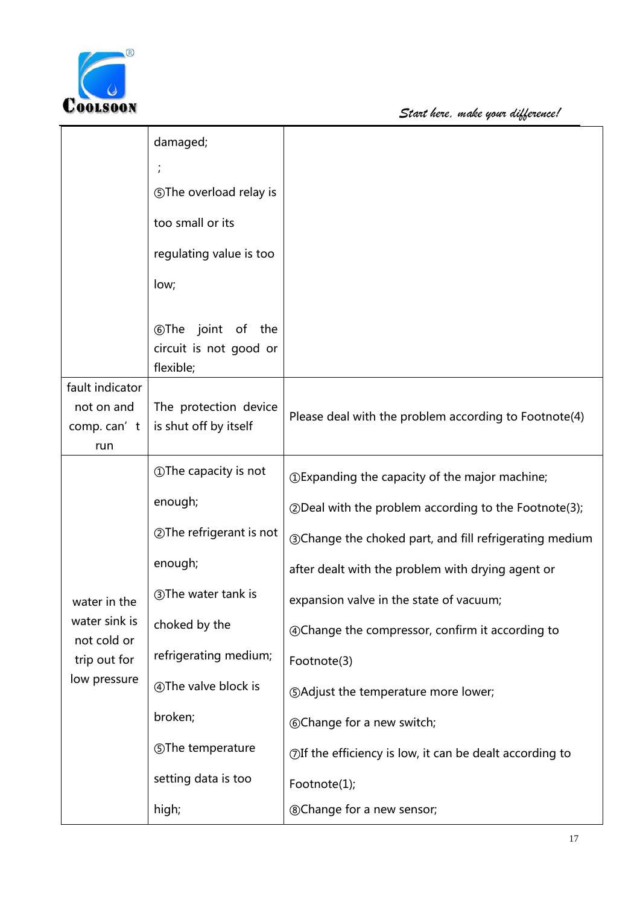| | | |
|---|---|---|
| | damaged;<br>;<br>⑤The overload relay is too small or its regulating value is too low;<br>⑥The joint of the circuit is not good or flexible; | |
| fault indicator not on and comp. can' t run | The protection device is shut off by itself | Please deal with the problem according to Footnote(4) |
| water in the water sink is not cold or trip out for low pressure | ①The capacity is not enough;<br>②The refrigerant is not enough;<br>③The water tank is choked by the refrigerating medium;<br>④The valve block is broken;<br>⑤The temperature setting data is too high; | ①Expanding the capacity of the major machine;<br>②Deal with the problem according to the Footnote(3);<br>③Change the choked part, and fill refrigerating medium after dealt with the problem with drying agent or expansion valve in the state of vacuum;<br>④Change the compressor, confirm it according to Footnote(3)<br>⑤Adjust the temperature more lower;<br>⑥Change for a new switch;<br>⑦If the efficiency is low, it can be dealt according to Footnote(1);<br>⑧Change for a new sensor; |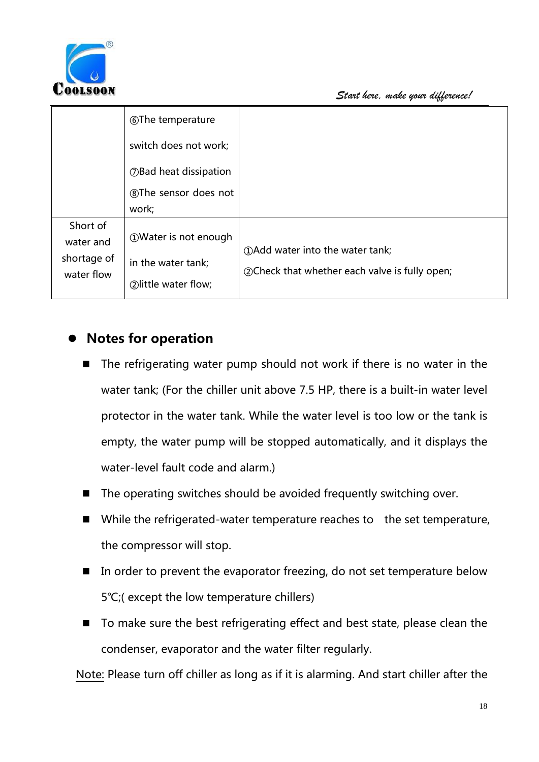| | | |
|---|---|---|
| | ⑥The temperature switch does not work;<br>⑦Bad heat dissipation<br>⑧The sensor does not work; | |
| Short of water and shortage of water flow | ①Water is not enough in the water tank;<br>②little water flow; | ①Add water into the water tank;<br>②Check that whether each valve is fully open; |

- **Notes for operation**
  - The refrigerating water pump should not work if there is no water in the water tank; (For the chiller unit above 7.5 HP, there is a built-in water level protector in the water tank. While the water level is too low or the tank is empty, the water pump will be stopped automatically, and it displays the water-level fault code and alarm.)
  - The operating switches should be avoided frequently switching over.
  - While the refrigerated-water temperature reaches to the set temperature, the compressor will stop.
  - In order to prevent the evaporator freezing, do not set temperature below 5℃;( except the low temperature chillers)
  - To make sure the best refrigerating effect and best state, please clean the condenser, evaporator and the water filter regularly.

Note: Please turn off chiller as long as if it is alarming. And start chiller after the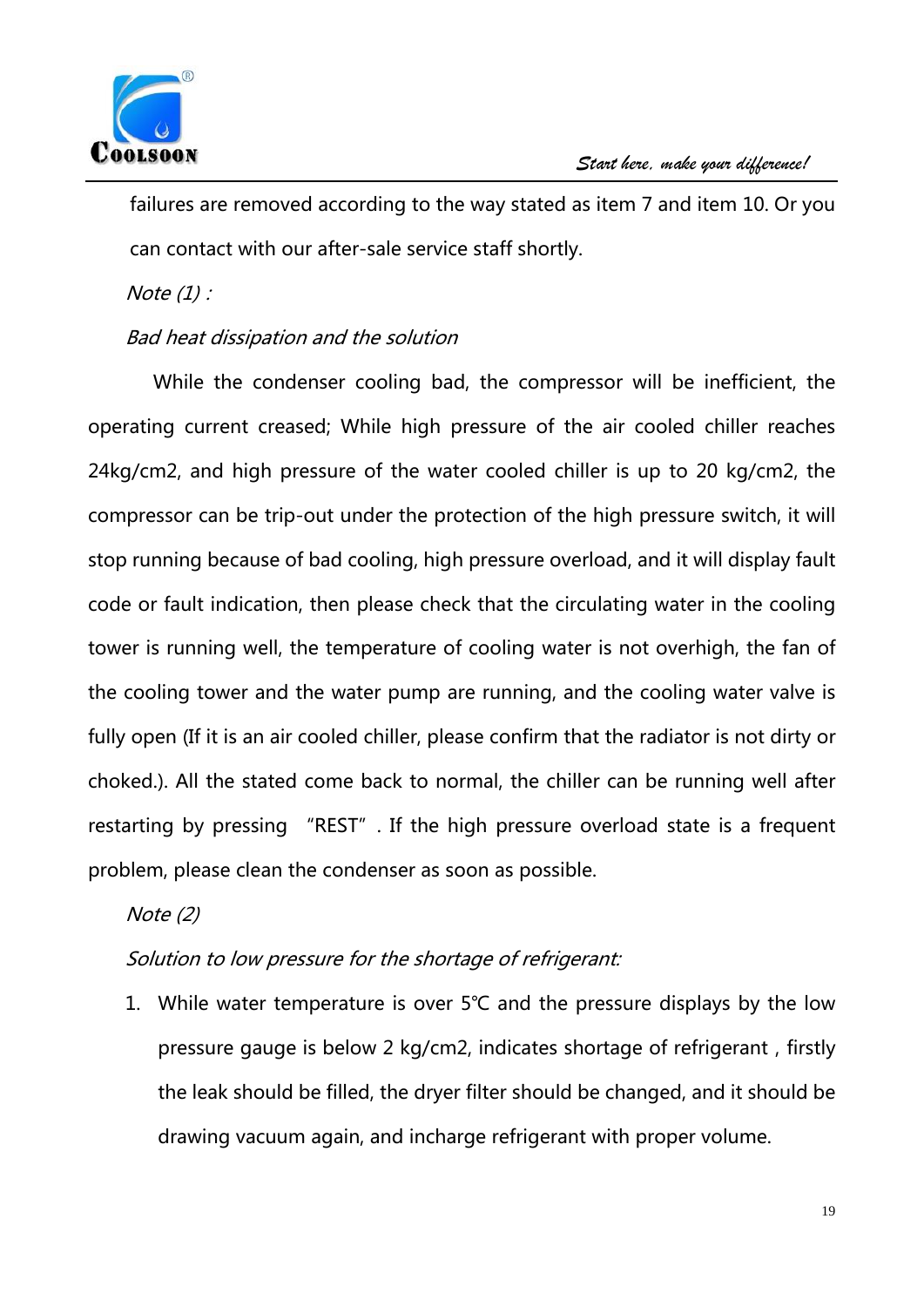failures are removed according to the way stated as item 7 and item 10. Or you can contact with our after-sale service staff shortly.

*Note (1) :*

*Bad heat dissipation and the solution*

While the condenser cooling bad, the compressor will be inefficient, the operating current creased; While high pressure of the air cooled chiller reaches 24kg/cm2, and high pressure of the water cooled chiller is up to 20 kg/cm2, the compressor can be trip-out under the protection of the high pressure switch, it will stop running because of bad cooling, high pressure overload, and it will display fault code or fault indication, then please check that the circulating water in the cooling tower is running well, the temperature of cooling water is not overhigh, the fan of the cooling tower and the water pump are running, and the cooling water valve is fully open (If it is an air cooled chiller, please confirm that the radiator is not dirty or choked.). All the stated come back to normal, the chiller can be running well after restarting by pressing "REST". If the high pressure overload state is a frequent problem, please clean the condenser as soon as possible.

*Note (2)*

*Solution to low pressure for the shortage of refrigerant:*

1. While water temperature is over 5℃ and the pressure displays by the low pressure gauge is below 2 kg/cm2, indicates shortage of refrigerant , firstly the leak should be filled, the dryer filter should be changed, and it should be drawing vacuum again, and incharge refrigerant with proper volume.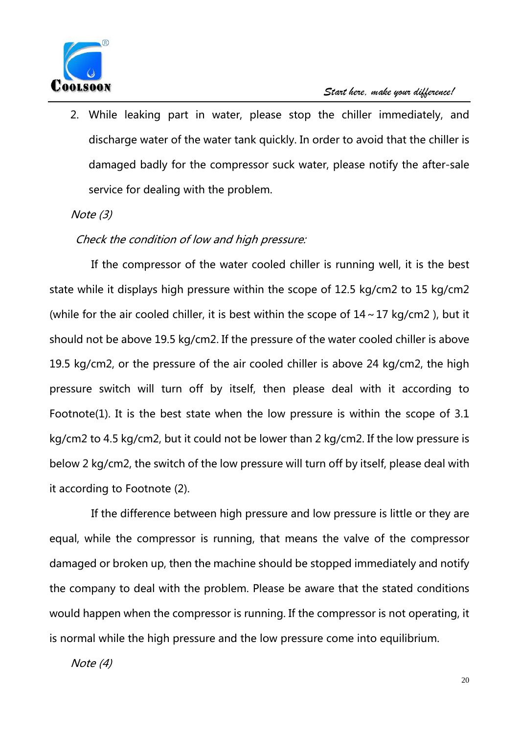2. While leaking part in water, please stop the chiller immediately, and discharge water of the water tank quickly. In order to avoid that the chiller is damaged badly for the compressor suck water, please notify the after-sale service for dealing with the problem.

*Note (3)*

*Check the condition of low and high pressure:*

If the compressor of the water cooled chiller is running well, it is the best state while it displays high pressure within the scope of 12.5 kg/cm2 to 15 kg/cm2 (while for the air cooled chiller, it is best within the scope of 14～17 kg/cm2 ), but it should not be above 19.5 kg/cm2. If the pressure of the water cooled chiller is above 19.5 kg/cm2, or the pressure of the air cooled chiller is above 24 kg/cm2, the high pressure switch will turn off by itself, then please deal with it according to Footnote(1). It is the best state when the low pressure is within the scope of 3.1 kg/cm2 to 4.5 kg/cm2, but it could not be lower than 2 kg/cm2. If the low pressure is below 2 kg/cm2, the switch of the low pressure will turn off by itself, please deal with it according to Footnote (2).

If the difference between high pressure and low pressure is little or they are equal, while the compressor is running, that means the valve of the compressor damaged or broken up, then the machine should be stopped immediately and notify the company to deal with the problem. Please be aware that the stated conditions would happen when the compressor is running. If the compressor is not operating, it is normal while the high pressure and the low pressure come into equilibrium.

*Note (4)*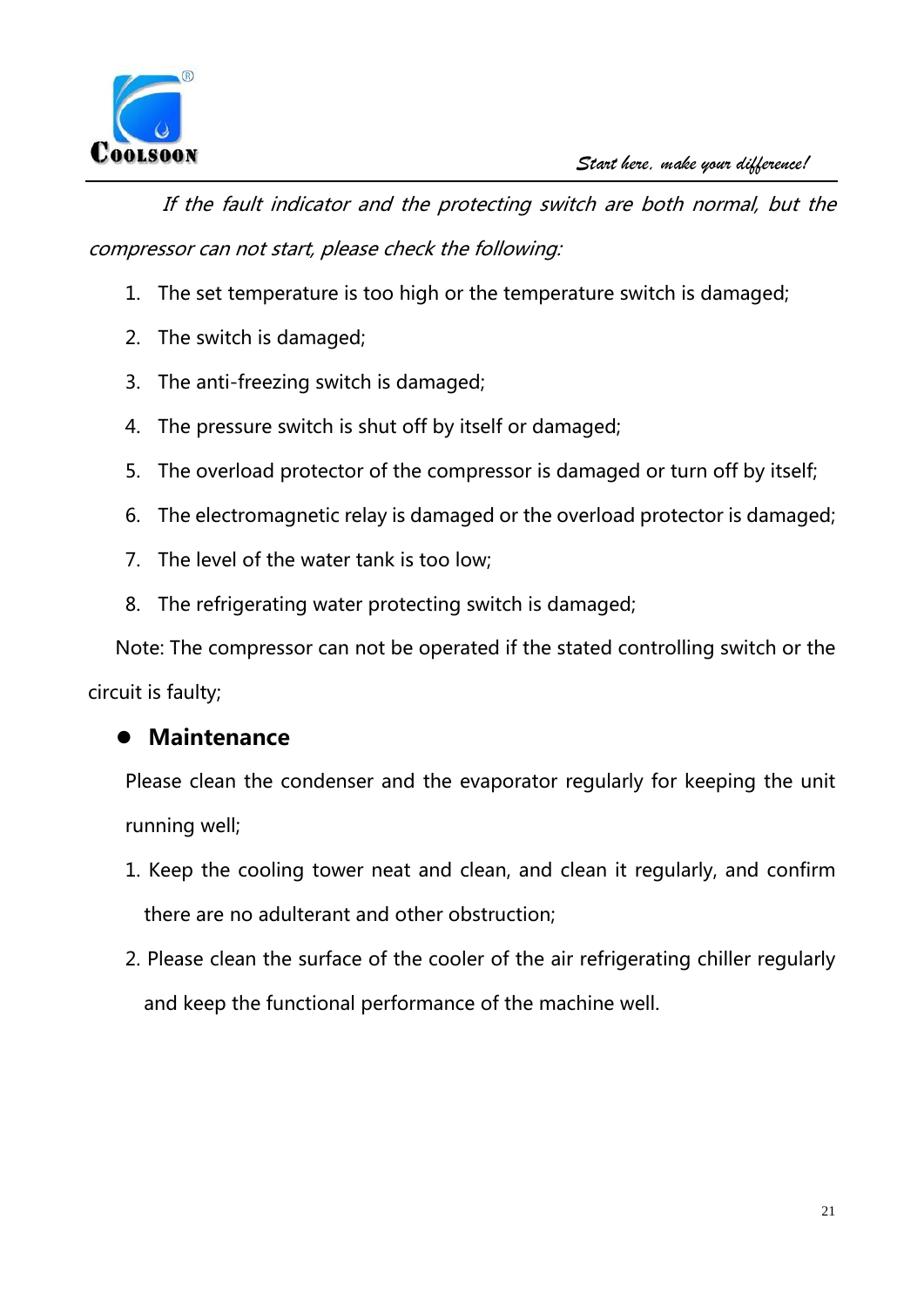*If the fault indicator and the protecting switch are both normal, but the compressor can not start, please check the following:*

1. The set temperature is too high or the temperature switch is damaged;
2. The switch is damaged;
3. The anti-freezing switch is damaged;
4. The pressure switch is shut off by itself or damaged;
5. The overload protector of the compressor is damaged or turn off by itself;
6. The electromagnetic relay is damaged or the overload protector is damaged;
7. The level of the water tank is too low;
8. The refrigerating water protecting switch is damaged;

Note: The compressor can not be operated if the stated controlling switch or the circuit is faulty;

- **Maintenance**

Please clean the condenser and the evaporator regularly for keeping the unit running well;

1. Keep the cooling tower neat and clean, and clean it regularly, and confirm there are no adulterant and other obstruction;
2. Please clean the surface of the cooler of the air refrigerating chiller regularly and keep the functional performance of the machine well.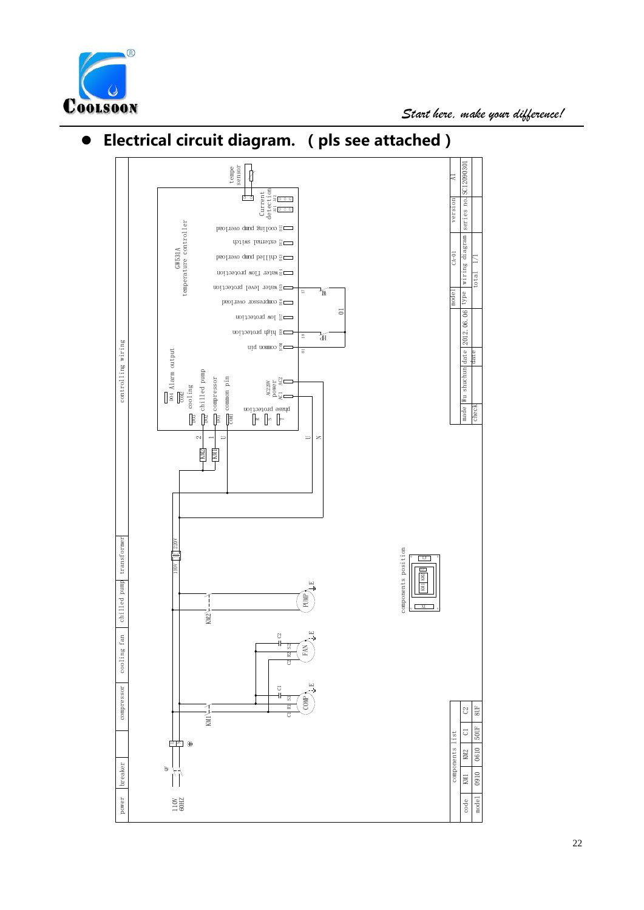- **Electrical circuit diagram. （pls see attached）**

| power | breaker | | compressor | cooling fan | chilled pump | transformer | controlling wiring |
|---|---|---|---|---|---|---|---|
| 110V 60HZ | QF | | KM1 | | KM2 | 110V 220V | |

GW531A temperature controller

tempe sensor

Current detection

cooling pump overload

external switch

chilled pump overload

water flow protection

water level protection

compressor overload

low protection

high protection

common pin

DO4 Alarm output

COM2

cooling

chilled pump

compressor

common pin

AC220V power

phase protection

components position

| components list | | | | |
|---|---|---|---|---|
| code | KM1 | KM2 | C1 | C2 |
| model | 0910 | 0610 | 50UF | 8UF |

| model | CA-01 | version | A1 |
|---|---|---|---|
| type | wiring diagram | series no. | SC12090301 |
| made | Wu shuchun | date | 2012.06.06 |
| check | | date | |
| total | 1/1 | | |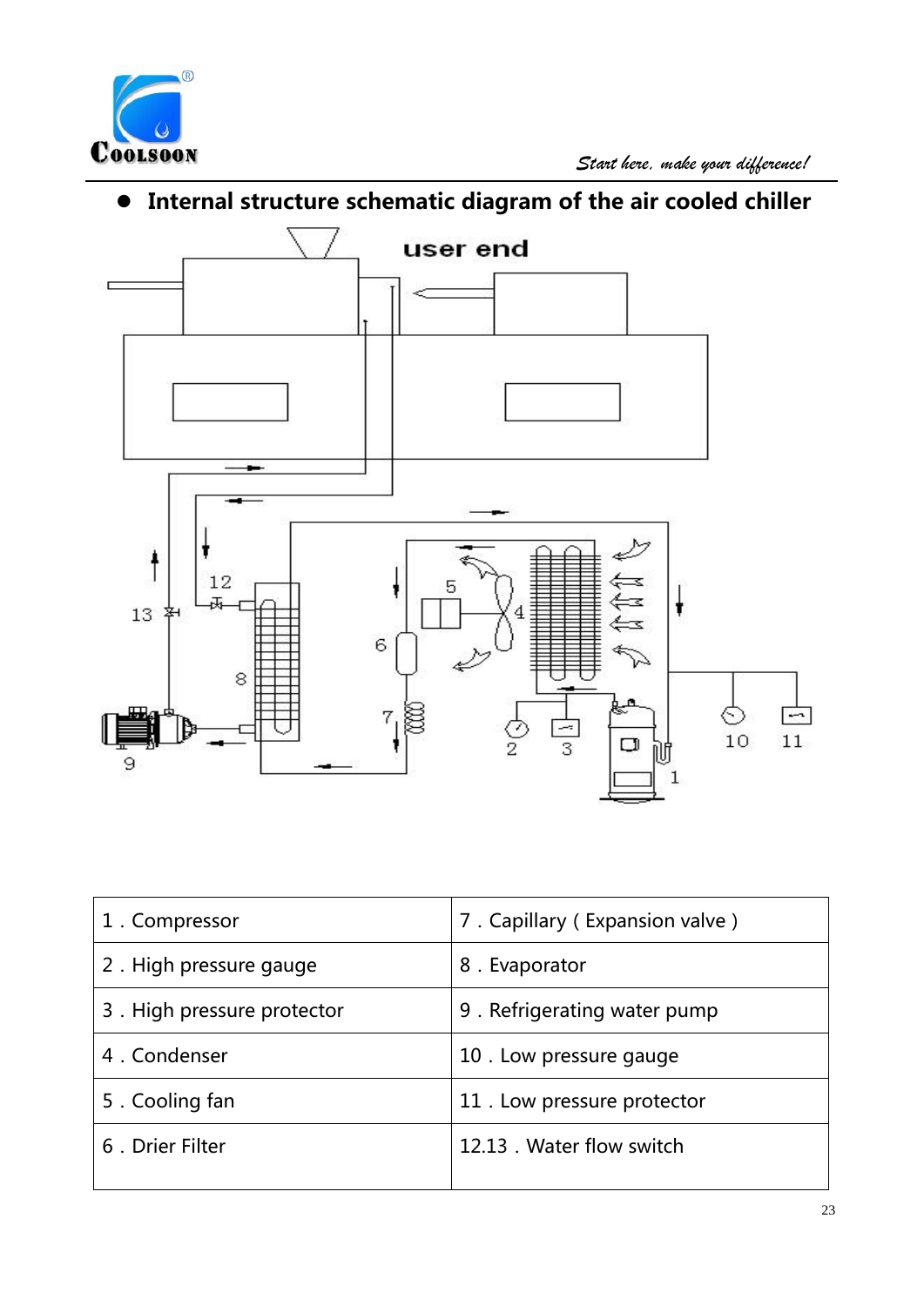- **Internal structure schematic diagram of the air cooled chiller**

| 1 . Compressor | 7 . Capillary ( Expansion valve ) |
|---|---|
| 2 . High pressure gauge | 8 . Evaporator |
| 3 . High pressure protector | 9 . Refrigerating water pump |
| 4 . Condenser | 10 . Low pressure gauge |
| 5 . Cooling fan | 11 . Low pressure protector |
| 6 . Drier Filter | 12.13 . Water flow switch |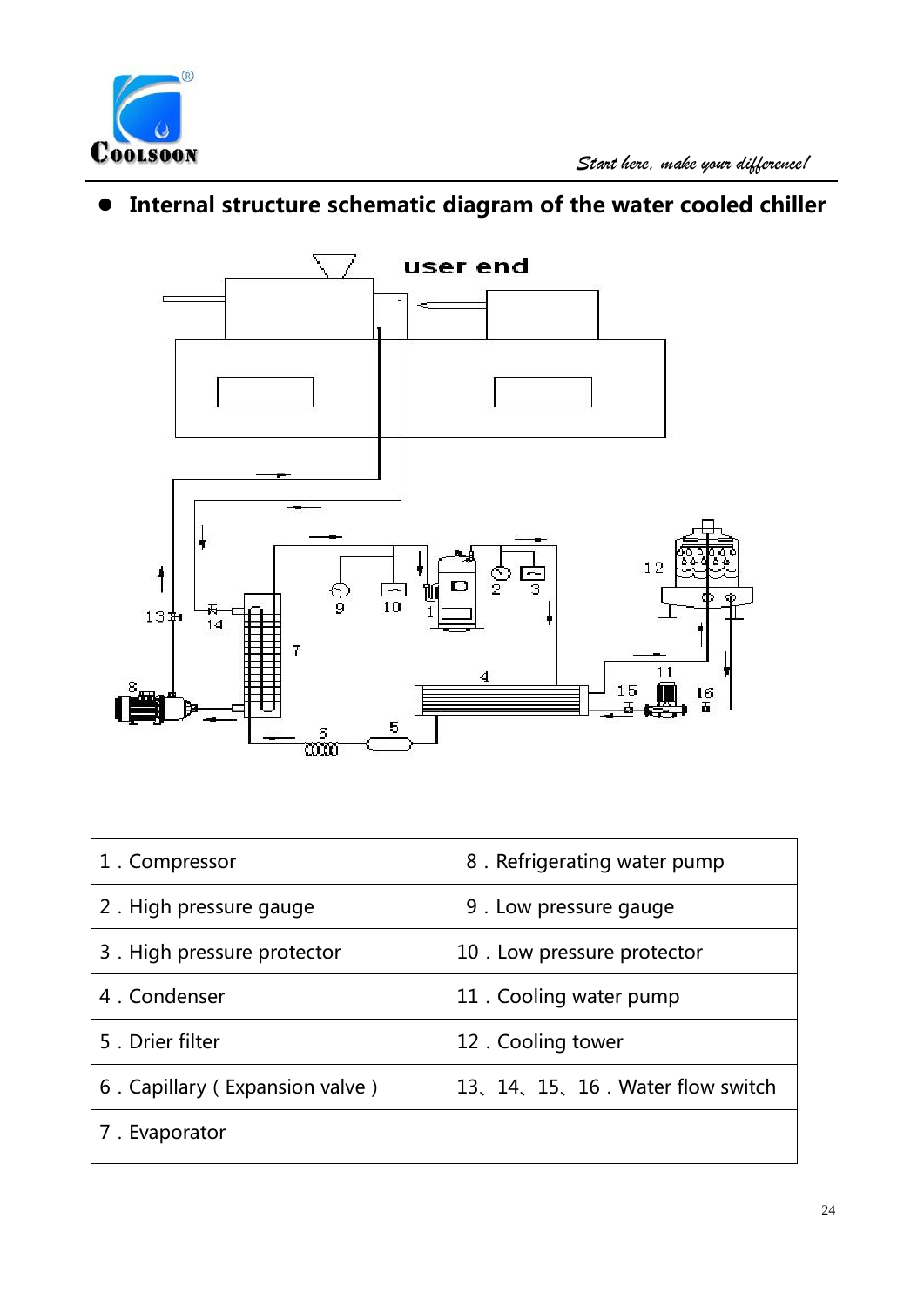- **Internal structure schematic diagram of the water cooled chiller**

| 1．Compressor | 8．Refrigerating water pump |
|---|---|
| 2．High pressure gauge | 9．Low pressure gauge |
| 3．High pressure protector | 10．Low pressure protector |
| 4．Condenser | 11．Cooling water pump |
| 5．Drier filter | 12．Cooling tower |
| 6．Capillary（Expansion valve） | 13、14、15、16．Water flow switch |
| 7．Evaporator | |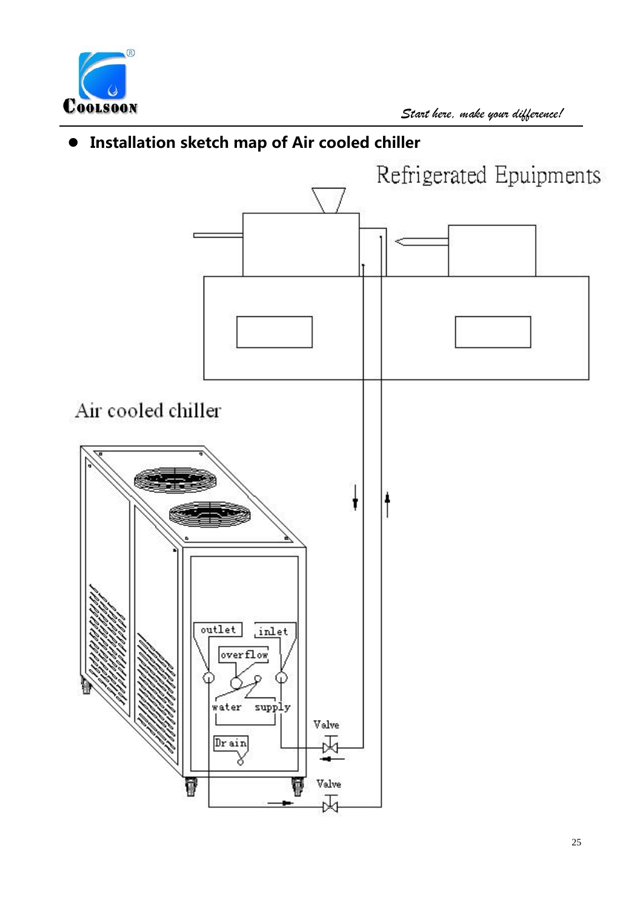- **Installation sketch map of Air cooled chiller**

Refrigerated Epuipments

Air cooled chiller

outlet

inlet

overflow

water supply

Valve

Drain

Valve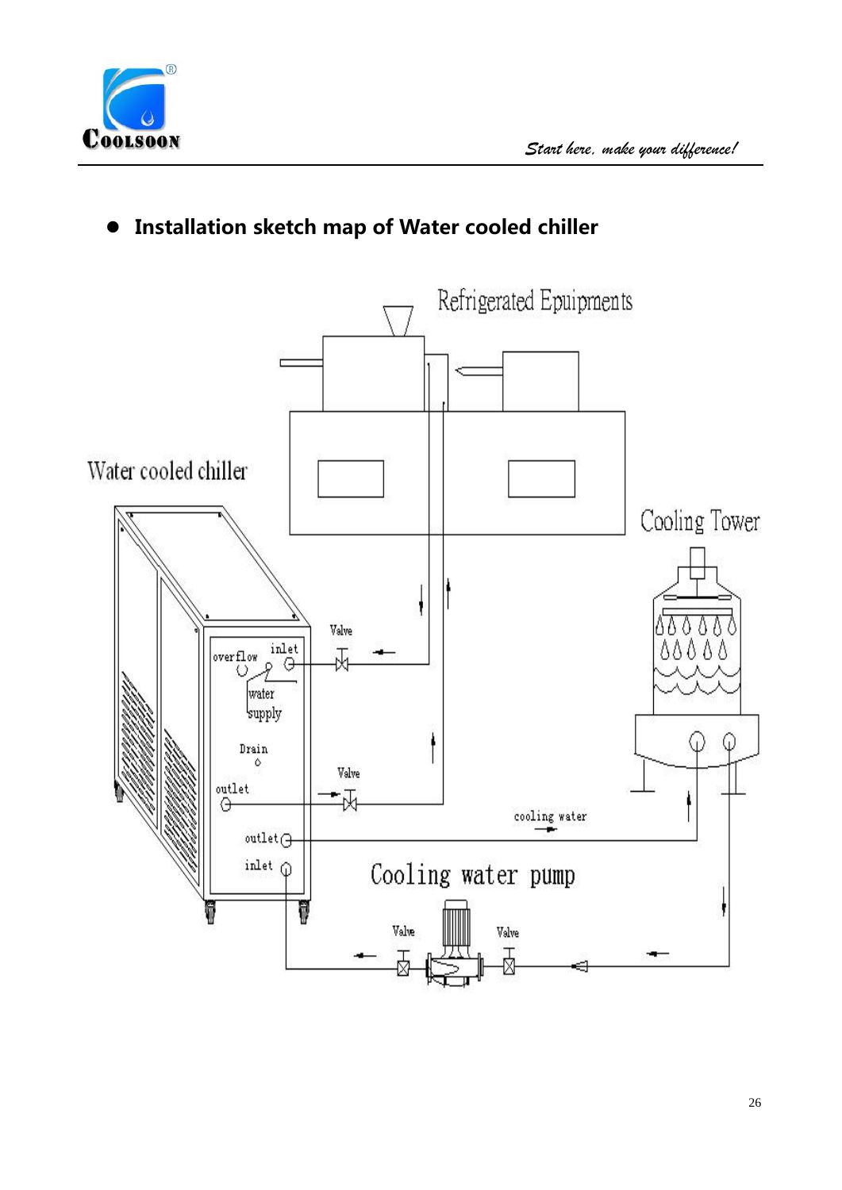- **Installation sketch map of Water cooled chiller**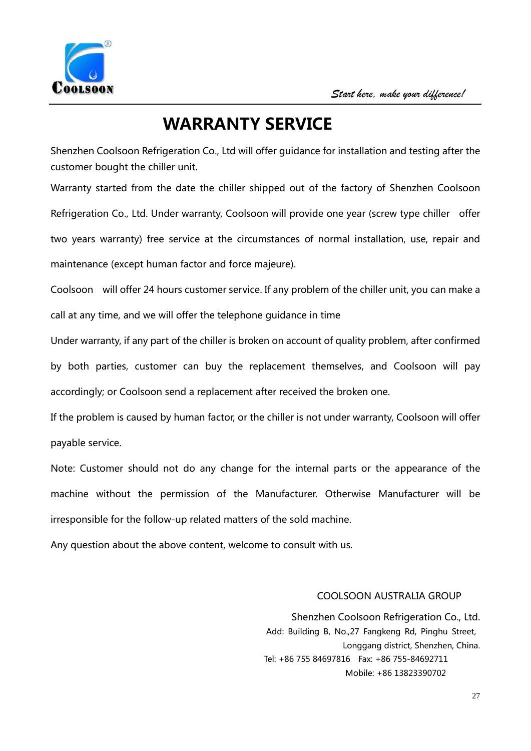# WARRANTY SERVICE

Shenzhen Coolsoon Refrigeration Co., Ltd will offer guidance for installation and testing after the customer bought the chiller unit.

Warranty started from the date the chiller shipped out of the factory of Shenzhen Coolsoon Refrigeration Co., Ltd. Under warranty, Coolsoon will provide one year (screw type chiller offer two years warranty) free service at the circumstances of normal installation, use, repair and maintenance (except human factor and force majeure).

Coolsoon will offer 24 hours customer service. If any problem of the chiller unit, you can make a call at any time, and we will offer the telephone guidance in time

Under warranty, if any part of the chiller is broken on account of quality problem, after confirmed by both parties, customer can buy the replacement themselves, and Coolsoon will pay accordingly; or Coolsoon send a replacement after received the broken one.

If the problem is caused by human factor, or the chiller is not under warranty, Coolsoon will offer payable service.

Note: Customer should not do any change for the internal parts or the appearance of the machine without the permission of the Manufacturer. Otherwise Manufacturer will be irresponsible for the follow-up related matters of the sold machine.

Any question about the above content, welcome to consult with us.

COOLSOON AUSTRALIA GROUP

Shenzhen Coolsoon Refrigeration Co., Ltd.
Add: Building B, No.,27 Fangkeng Rd, Pinghu Street, Longgang district, Shenzhen, China.
Tel: +86 755 84697816 Fax: +86 755-84692711
Mobile: +86 13823390702